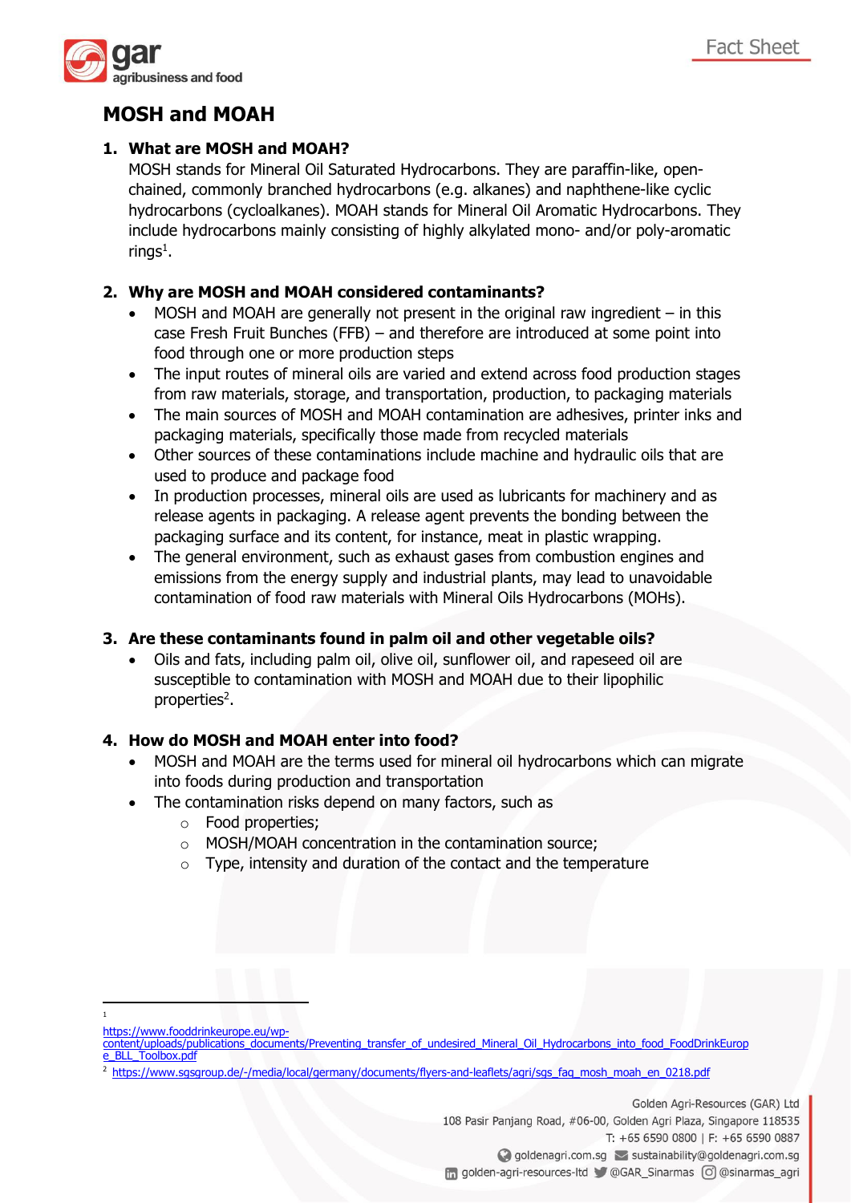# MOSH and MOAH

## 1. What are MOSH and MOAH?

MOSH stands for Mineral Oil Saturated Hydrocarbons. They are paraffin-like, open-chained, commonly branched hydrocarbons (e.g. alkanes) and naphthene-like cyclic hydrocarbons (cycloalkanes). MOAH stands for Mineral Oil Aromatic Hydrocarbons. They include hydrocarbons mainly consisting of highly alkylated mono- and/or poly-aromatic rings[1].

## 2. Why are MOSH and MOAH considered contaminants?

- MOSH and MOAH are generally not present in the original raw ingredient – in this case Fresh Fruit Bunches (FFB) – and therefore are introduced at some point into food through one or more production steps
- The input routes of mineral oils are varied and extend across food production stages from raw materials, storage, and transportation, production, to packaging materials
- The main sources of MOSH and MOAH contamination are adhesives, printer inks and packaging materials, specifically those made from recycled materials
- Other sources of these contaminations include machine and hydraulic oils that are used to produce and package food
- In production processes, mineral oils are used as lubricants for machinery and as release agents in packaging. A release agent prevents the bonding between the packaging surface and its content, for instance, meat in plastic wrapping.
- The general environment, such as exhaust gases from combustion engines and emissions from the energy supply and industrial plants, may lead to unavoidable contamination of food raw materials with Mineral Oils Hydrocarbons (MOHs).

## 3. Are these contaminants found in palm oil and other vegetable oils?

- Oils and fats, including palm oil, olive oil, sunflower oil, and rapeseed oil are susceptible to contamination with MOSH and MOAH due to their lipophilic properties[2].

## 4. How do MOSH and MOAH enter into food?

- MOSH and MOAH are the terms used for mineral oil hydrocarbons which can migrate into foods during production and transportation
- The contamination risks depend on many factors, such as
  - Food properties;
  - MOSH/MOAH concentration in the contamination source;
  - Type, intensity and duration of the contact and the temperature

---

[1] https://www.fooddrinkeurope.eu/wp-content/uploads/publications_documents/Preventing_transfer_of_undesired_Mineral_Oil_Hydrocarbons_into_food_FoodDrinkEurope_BLL_Toolbox.pdf

[2] https://www.sgsgroup.de/-/media/local/germany/documents/flyers-and-leaflets/agri/sgs_faq_mosh_moah_en_0218.pdf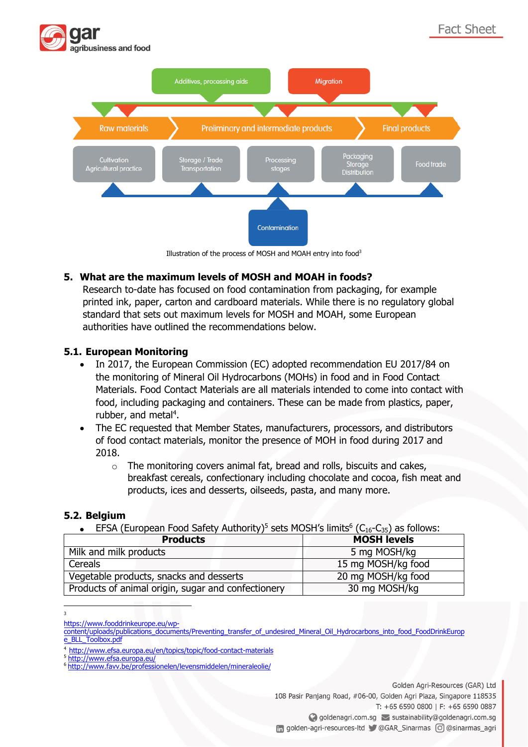Additives, processing aids

Migration

Raw materials | Preliminary and intermediate products | Final products

Cultivation Agricultural practice | Storage / Trade Transportation | Processing stages | Packaging Storage Distribution | Food trade

Contamination

Illustration of the process of MOSH and MOAH entry into food[3]

## 5. What are the maximum levels of MOSH and MOAH in foods?

Research to-date has focused on food contamination from packaging, for example printed ink, paper, carton and cardboard materials. While there is no regulatory global standard that sets out maximum levels for MOSH and MOAH, some European authorities have outlined the recommendations below.

### 5.1. European Monitoring

- In 2017, the European Commission (EC) adopted recommendation EU 2017/84 on the monitoring of Mineral Oil Hydrocarbons (MOHs) in food and in Food Contact Materials. Food Contact Materials are all materials intended to come into contact with food, including packaging and containers. These can be made from plastics, paper, rubber, and metal[4].
- The EC requested that Member States, manufacturers, processors, and distributors of food contact materials, monitor the presence of MOH in food during 2017 and 2018.
  - The monitoring covers animal fat, bread and rolls, biscuits and cakes, breakfast cereals, confectionary including chocolate and cocoa, fish meat and products, ices and desserts, oilseeds, pasta, and many more.

### 5.2. Belgium

- EFSA (European Food Safety Authority)[5] sets MOSH's limits[6] ($C_{16}$-$C_{35}$) as follows:

| Products | MOSH levels |
|---|---|
| Milk and milk products | 5 mg MOSH/kg |
| Cereals | 15 mg MOSH/kg food |
| Vegetable products, snacks and desserts | 20 mg MOSH/kg food |
| Products of animal origin, sugar and confectionery | 30 mg MOSH/kg |

[3] https://www.fooddrinkeurope.eu/wp-content/uploads/publications_documents/Preventing_transfer_of_undesired_Mineral_Oil_Hydrocarbons_into_food_FoodDrinkEurope_BLL_Toolbox.pdf

[4] http://www.efsa.europa.eu/en/topics/topic/food-contact-materials

[5] http://www.efsa.europa.eu/

[6] http://www.favv.be/professionelen/levensmiddelen/mineraleolie/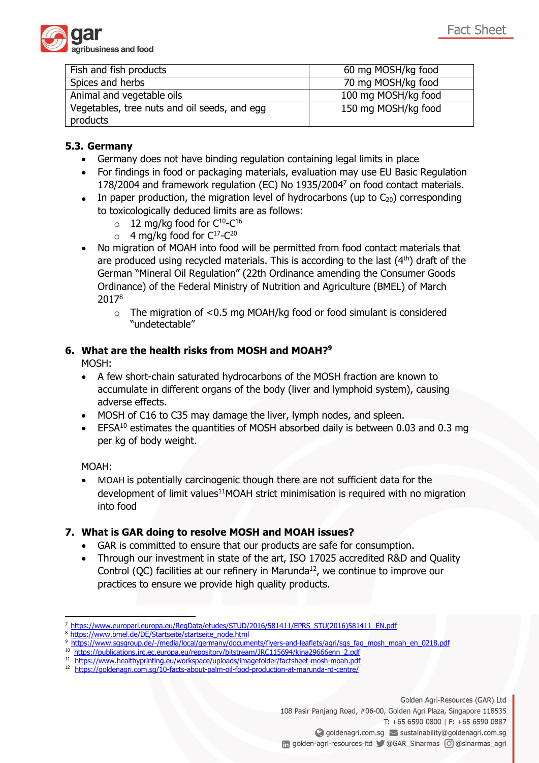| Fish and fish products | 60 mg MOSH/kg food |
| --- | --- |
| Spices and herbs | 70 mg MOSH/kg food |
| Animal and vegetable oils | 100 mg MOSH/kg food |
| Vegetables, tree nuts and oil seeds, and egg products | 150 mg MOSH/kg food |

### 5.3. Germany

- Germany does not have binding regulation containing legal limits in place
- For findings in food or packaging materials, evaluation may use EU Basic Regulation 178/2004 and framework regulation (EC) No 1935/2004[7] on food contact materials.
- In paper production, the migration level of hydrocarbons (up to $C_{20}$) corresponding to toxicologically deduced limits are as follows:
  - 12 mg/kg food for $C^{10}$-$C^{16}$
  - 4 mg/kg food for $C^{17}$-$C^{20}$
- No migration of MOAH into food will be permitted from food contact materials that are produced using recycled materials. This is according to the last (4th) draft of the German "Mineral Oil Regulation" (22th Ordinance amending the Consumer Goods Ordinance) of the Federal Ministry of Nutrition and Agriculture (BMEL) of March 2017[8]
  - The migration of <0.5 mg MOAH/kg food or food simulant is considered "undetectable"

## 6. What are the health risks from MOSH and MOAH?[9]

MOSH:

- A few short-chain saturated hydrocarbons of the MOSH fraction are known to accumulate in different organs of the body (liver and lymphoid system), causing adverse effects.
- MOSH of C16 to C35 may damage the liver, lymph nodes, and spleen.
- EFSA[10] estimates the quantities of MOSH absorbed daily is between 0.03 and 0.3 mg per kg of body weight.

MOAH:

- MOAH is potentially carcinogenic though there are not sufficient data for the development of limit values[11]MOAH strict minimisation is required with no migration into food

## 7. What is GAR doing to resolve MOSH and MOAH issues?

- GAR is committed to ensure that our products are safe for consumption.
- Through our investment in state of the art, ISO 17025 accredited R&D and Quality Control (QC) facilities at our refinery in Marunda[12], we continue to improve our practices to ensure we provide high quality products.

---

[7] https://www.europarl.europa.eu/RegData/etudes/STUD/2016/581411/EPRS_STU(2016)581411_EN.pdf
[8] https://www.bmel.de/DE/Startseite/startseite_node.html
[9] https://www.sgsgroup.de/-/media/local/germany/documents/flyers-and-leaflets/agri/sgs_faq_mosh_moah_en_0218.pdf
[10] https://publications.jrc.ec.europa.eu/repository/bitstream/JRC115694/kjna29666enn_2.pdf
[11] https://www.healthyprinting.eu/workspace/uploads/imagefolder/factsheet-mosh-moah.pdf
[12] https://goldenagri.com.sg/10-facts-about-palm-oil-food-production-at-marunda-rd-centre/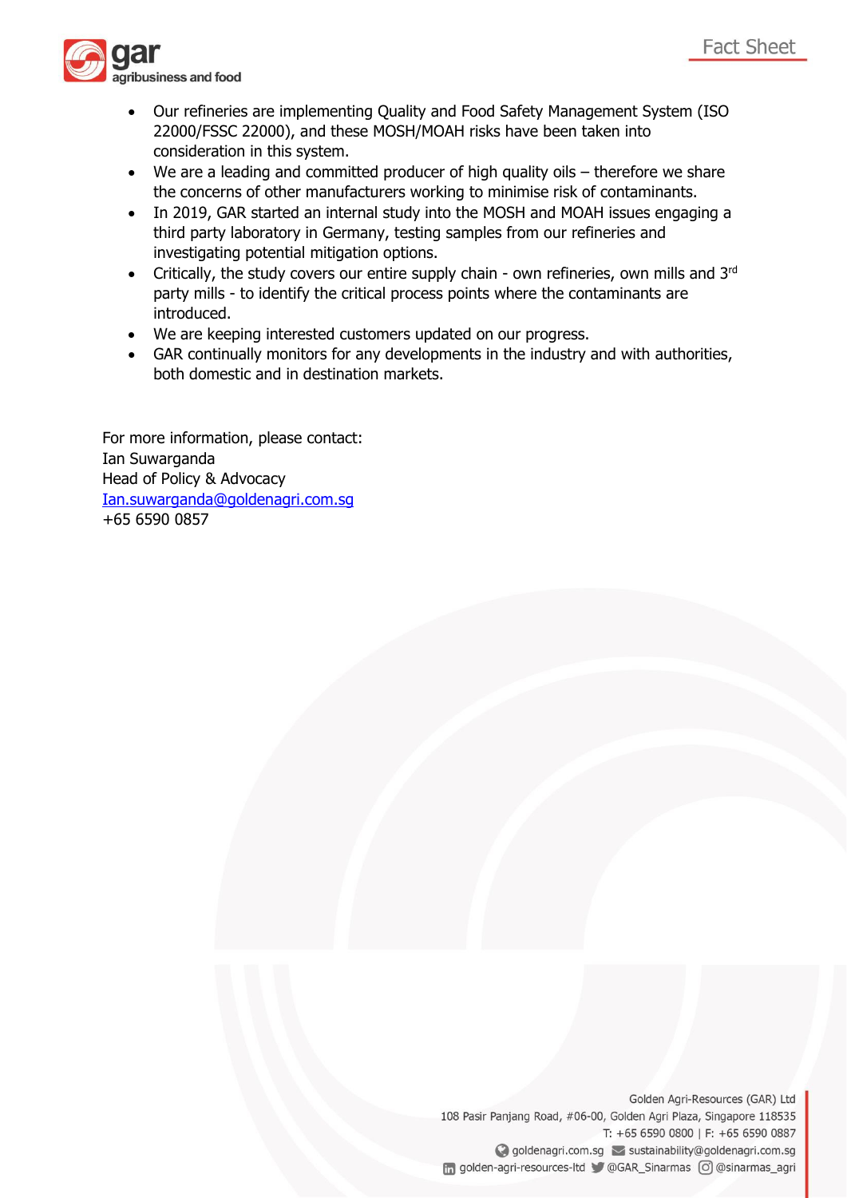- Our refineries are implementing Quality and Food Safety Management System (ISO 22000/FSSC 22000), and these MOSH/MOAH risks have been taken into consideration in this system.
- We are a leading and committed producer of high quality oils – therefore we share the concerns of other manufacturers working to minimise risk of contaminants.
- In 2019, GAR started an internal study into the MOSH and MOAH issues engaging a third party laboratory in Germany, testing samples from our refineries and investigating potential mitigation options.
- Critically, the study covers our entire supply chain - own refineries, own mills and 3rd party mills - to identify the critical process points where the contaminants are introduced.
- We are keeping interested customers updated on our progress.
- GAR continually monitors for any developments in the industry and with authorities, both domestic and in destination markets.

For more information, please contact:
Ian Suwarganda
Head of Policy & Advocacy
Ian.suwarganda@goldenagri.com.sg
+65 6590 0857

Golden Agri-Resources (GAR) Ltd
108 Pasir Panjang Road, #06-00, Golden Agri Plaza, Singapore 118535
T: +65 6590 0800 | F: +65 6590 0887
goldenagri.com.sg sustainability@goldenagri.com.sg
golden-agri-resources-ltd @GAR_Sinarmas @sinarmas_agri